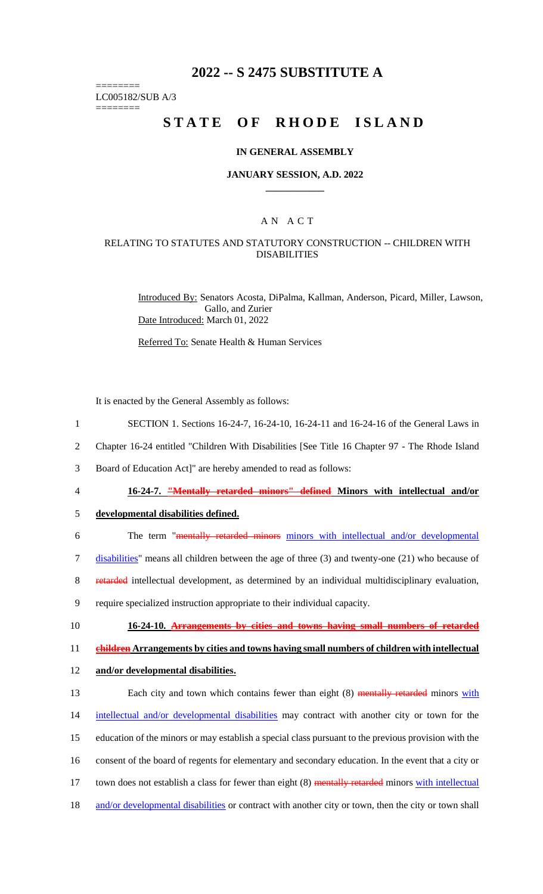# 2022 -- S 2475 SUBSTITUTE A

========
LC005182/SUB A/3
========

# STATE OF RHODE ISLAND

## IN GENERAL ASSEMBLY

### JANUARY SESSION, A.D. 2022

____________

A N A C T

RELATING TO STATUTES AND STATUTORY CONSTRUCTION -- CHILDREN WITH DISABILITIES

Introduced By: Senators Acosta, DiPalma, Kallman, Anderson, Picard, Miller, Lawson, Gallo, and Zurier

Date Introduced: March 01, 2022

Referred To: Senate Health & Human Services

It is enacted by the General Assembly as follows:

1 SECTION 1. Sections 16-24-7, 16-24-10, 16-24-11 and 16-24-16 of the General Laws in
2 Chapter 16-24 entitled "Children With Disabilities [See Title 16 Chapter 97 - The Rhode Island
3 Board of Education Act]" are hereby amended to read as follows:

4 **16-24-7. ~~"Mentally retarded minors" defined~~ Minors with intellectual and/or**
5 **developmental disabilities defined.**

6 The term "~~mentally retarded minors~~ minors with intellectual and/or developmental
7 disabilities" means all children between the age of three (3) and twenty-one (21) who because of
8 ~~retarded~~ intellectual development, as determined by an individual multidisciplinary evaluation,
9 require specialized instruction appropriate to their individual capacity.

10 **16-24-10. ~~Arrangements by cities and towns having small numbers of retarded~~**
11 **~~children~~ Arrangements by cities and towns having small numbers of children with intellectual**
12 **and/or developmental disabilities.**

13 Each city and town which contains fewer than eight (8) ~~mentally retarded~~ minors with
14 intellectual and/or developmental disabilities may contract with another city or town for the
15 education of the minors or may establish a special class pursuant to the previous provision with the
16 consent of the board of regents for elementary and secondary education. In the event that a city or
17 town does not establish a class for fewer than eight (8) ~~mentally retarded~~ minors with intellectual
18 and/or developmental disabilities or contract with another city or town, then the city or town shall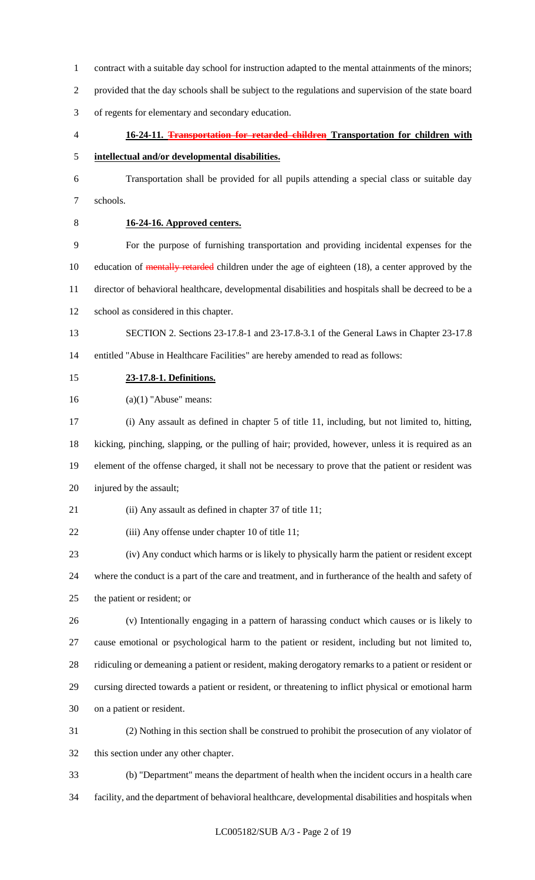contract with a suitable day school for instruction adapted to the mental attainments of the minors; provided that the day schools shall be subject to the regulations and supervision of the state board of regents for elementary and secondary education.

**16-24-11. ~~Transportation for retarded children~~ Transportation for children with intellectual and/or developmental disabilities.**

Transportation shall be provided for all pupils attending a special class or suitable day schools.

**16-24-16. Approved centers.**

For the purpose of furnishing transportation and providing incidental expenses for the education of ~~mentally retarded~~ children under the age of eighteen (18), a center approved by the director of behavioral healthcare, developmental disabilities and hospitals shall be decreed to be a school as considered in this chapter.

SECTION 2. Sections 23-17.8-1 and 23-17.8-3.1 of the General Laws in Chapter 23-17.8 entitled "Abuse in Healthcare Facilities" are hereby amended to read as follows:

**23-17.8-1. Definitions.**

(a)(1) "Abuse" means:

(i) Any assault as defined in chapter 5 of title 11, including, but not limited to, hitting, kicking, pinching, slapping, or the pulling of hair; provided, however, unless it is required as an element of the offense charged, it shall not be necessary to prove that the patient or resident was injured by the assault;

(ii) Any assault as defined in chapter 37 of title 11;

(iii) Any offense under chapter 10 of title 11;

(iv) Any conduct which harms or is likely to physically harm the patient or resident except where the conduct is a part of the care and treatment, and in furtherance of the health and safety of the patient or resident; or

(v) Intentionally engaging in a pattern of harassing conduct which causes or is likely to cause emotional or psychological harm to the patient or resident, including but not limited to, ridiculing or demeaning a patient or resident, making derogatory remarks to a patient or resident or cursing directed towards a patient or resident, or threatening to inflict physical or emotional harm on a patient or resident.

(2) Nothing in this section shall be construed to prohibit the prosecution of any violator of this section under any other chapter.

(b) "Department" means the department of health when the incident occurs in a health care facility, and the department of behavioral healthcare, developmental disabilities and hospitals when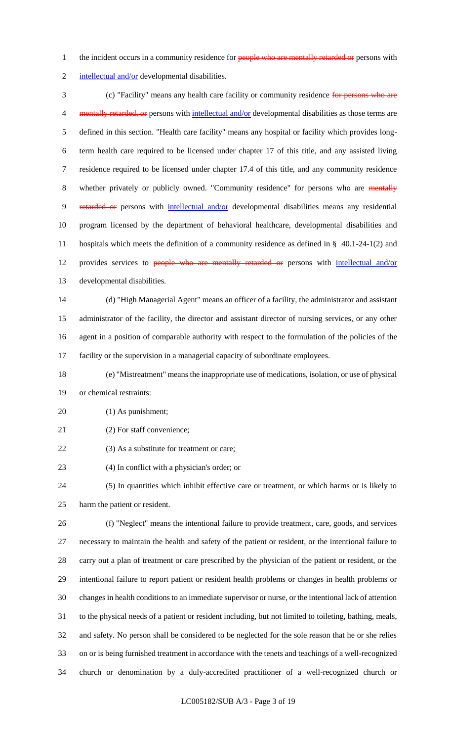the incident occurs in a community residence for ~~people who are mentally retarded or~~ persons with <u>intellectual and/or</u> developmental disabilities.

(c) "Facility" means any health care facility or community residence ~~for persons who are mentally retarded, or~~ persons with <u>intellectual and/or</u> developmental disabilities as those terms are defined in this section. "Health care facility" means any hospital or facility which provides long-term health care required to be licensed under chapter 17 of this title, and any assisted living residence required to be licensed under chapter 17.4 of this title, and any community residence whether privately or publicly owned. "Community residence" for persons who are ~~mentally retarded or~~ persons with <u>intellectual and/or</u> developmental disabilities means any residential program licensed by the department of behavioral healthcare, developmental disabilities and hospitals which meets the definition of a community residence as defined in § 40.1-24-1(2) and provides services to ~~people who are mentally retarded or~~ persons with <u>intellectual and/or</u> developmental disabilities.

(d) "High Managerial Agent" means an officer of a facility, the administrator and assistant administrator of the facility, the director and assistant director of nursing services, or any other agent in a position of comparable authority with respect to the formulation of the policies of the facility or the supervision in a managerial capacity of subordinate employees.

(e) "Mistreatment" means the inappropriate use of medications, isolation, or use of physical or chemical restraints:

(1) As punishment;

(2) For staff convenience;

(3) As a substitute for treatment or care;

(4) In conflict with a physician's order; or

(5) In quantities which inhibit effective care or treatment, or which harms or is likely to harm the patient or resident.

(f) "Neglect" means the intentional failure to provide treatment, care, goods, and services necessary to maintain the health and safety of the patient or resident, or the intentional failure to carry out a plan of treatment or care prescribed by the physician of the patient or resident, or the intentional failure to report patient or resident health problems or changes in health problems or changes in health conditions to an immediate supervisor or nurse, or the intentional lack of attention to the physical needs of a patient or resident including, but not limited to toileting, bathing, meals, and safety. No person shall be considered to be neglected for the sole reason that he or she relies on or is being furnished treatment in accordance with the tenets and teachings of a well-recognized church or denomination by a duly-accredited practitioner of a well-recognized church or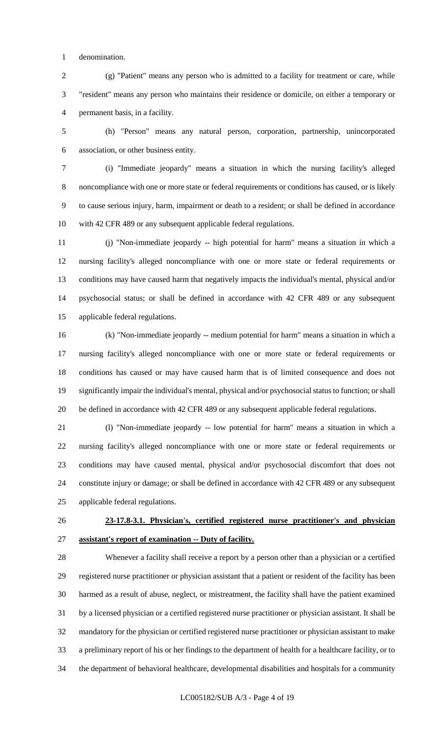denomination.

(g) "Patient" means any person who is admitted to a facility for treatment or care, while "resident" means any person who maintains their residence or domicile, on either a temporary or permanent basis, in a facility.

(h) "Person" means any natural person, corporation, partnership, unincorporated association, or other business entity.

(i) "Immediate jeopardy" means a situation in which the nursing facility's alleged noncompliance with one or more state or federal requirements or conditions has caused, or is likely to cause serious injury, harm, impairment or death to a resident; or shall be defined in accordance with 42 CFR 489 or any subsequent applicable federal regulations.

(j) "Non-immediate jeopardy -- high potential for harm" means a situation in which a nursing facility's alleged noncompliance with one or more state or federal requirements or conditions may have caused harm that negatively impacts the individual's mental, physical and/or psychosocial status; or shall be defined in accordance with 42 CFR 489 or any subsequent applicable federal regulations.

(k) "Non-immediate jeopardy -- medium potential for harm" means a situation in which a nursing facility's alleged noncompliance with one or more state or federal requirements or conditions has caused or may have caused harm that is of limited consequence and does not significantly impair the individual's mental, physical and/or psychosocial status to function; or shall be defined in accordance with 42 CFR 489 or any subsequent applicable federal regulations.

(l) "Non-immediate jeopardy -- low potential for harm" means a situation in which a nursing facility's alleged noncompliance with one or more state or federal requirements or conditions may have caused mental, physical and/or psychosocial discomfort that does not constitute injury or damage; or shall be defined in accordance with 42 CFR 489 or any subsequent applicable federal regulations.

**23-17.8-3.1. Physician's, certified registered nurse practitioner's and physician assistant's report of examination -- Duty of facility.**

Whenever a facility shall receive a report by a person other than a physician or a certified registered nurse practitioner or physician assistant that a patient or resident of the facility has been harmed as a result of abuse, neglect, or mistreatment, the facility shall have the patient examined by a licensed physician or a certified registered nurse practitioner or physician assistant. It shall be mandatory for the physician or certified registered nurse practitioner or physician assistant to make a preliminary report of his or her findings to the department of health for a healthcare facility, or to the department of behavioral healthcare, developmental disabilities and hospitals for a community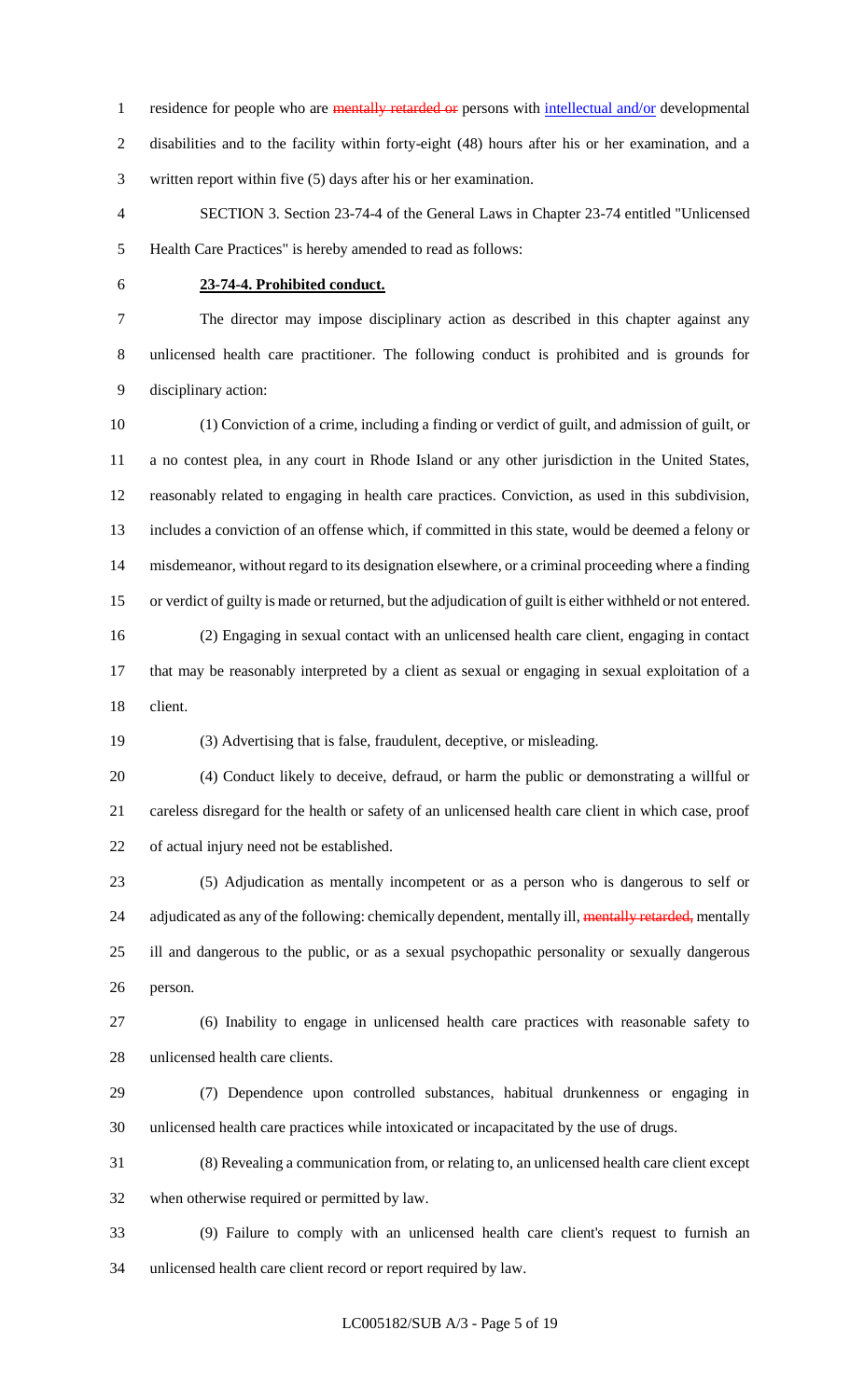residence for people who are ~~mentally retarded or~~ persons with <u>intellectual and/or</u> developmental disabilities and to the facility within forty-eight (48) hours after his or her examination, and a written report within five (5) days after his or her examination.

SECTION 3. Section 23-74-4 of the General Laws in Chapter 23-74 entitled "Unlicensed Health Care Practices" is hereby amended to read as follows:

**<u>23-74-4. Prohibited conduct.</u>**

The director may impose disciplinary action as described in this chapter against any unlicensed health care practitioner. The following conduct is prohibited and is grounds for disciplinary action:

(1) Conviction of a crime, including a finding or verdict of guilt, and admission of guilt, or a no contest plea, in any court in Rhode Island or any other jurisdiction in the United States, reasonably related to engaging in health care practices. Conviction, as used in this subdivision, includes a conviction of an offense which, if committed in this state, would be deemed a felony or misdemeanor, without regard to its designation elsewhere, or a criminal proceeding where a finding or verdict of guilty is made or returned, but the adjudication of guilt is either withheld or not entered.

(2) Engaging in sexual contact with an unlicensed health care client, engaging in contact that may be reasonably interpreted by a client as sexual or engaging in sexual exploitation of a client.

(3) Advertising that is false, fraudulent, deceptive, or misleading.

(4) Conduct likely to deceive, defraud, or harm the public or demonstrating a willful or careless disregard for the health or safety of an unlicensed health care client in which case, proof of actual injury need not be established.

(5) Adjudication as mentally incompetent or as a person who is dangerous to self or adjudicated as any of the following: chemically dependent, mentally ill, ~~mentally retarded,~~ mentally ill and dangerous to the public, or as a sexual psychopathic personality or sexually dangerous person.

(6) Inability to engage in unlicensed health care practices with reasonable safety to unlicensed health care clients.

(7) Dependence upon controlled substances, habitual drunkenness or engaging in unlicensed health care practices while intoxicated or incapacitated by the use of drugs.

(8) Revealing a communication from, or relating to, an unlicensed health care client except when otherwise required or permitted by law.

(9) Failure to comply with an unlicensed health care client's request to furnish an unlicensed health care client record or report required by law.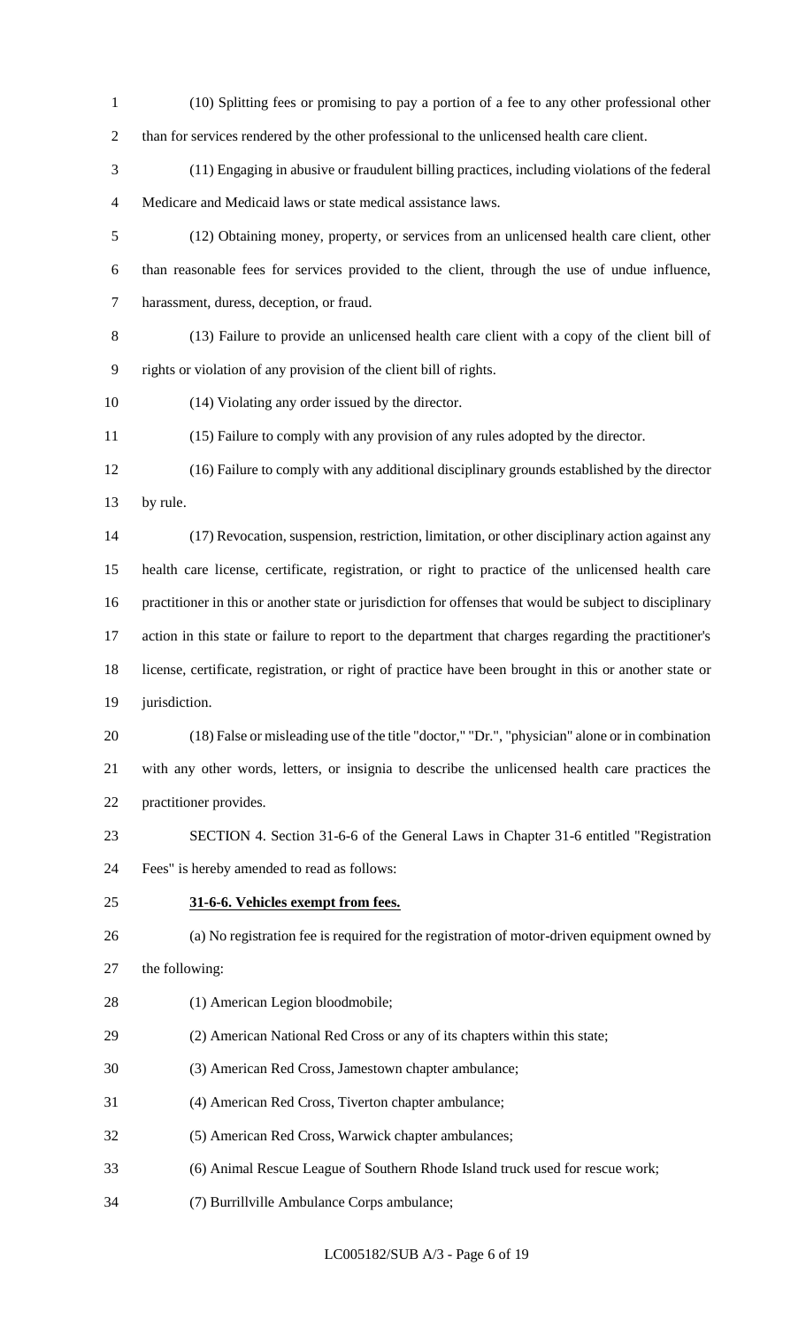(10) Splitting fees or promising to pay a portion of a fee to any other professional other than for services rendered by the other professional to the unlicensed health care client.

(11) Engaging in abusive or fraudulent billing practices, including violations of the federal Medicare and Medicaid laws or state medical assistance laws.

(12) Obtaining money, property, or services from an unlicensed health care client, other than reasonable fees for services provided to the client, through the use of undue influence, harassment, duress, deception, or fraud.

(13) Failure to provide an unlicensed health care client with a copy of the client bill of rights or violation of any provision of the client bill of rights.

(14) Violating any order issued by the director.

(15) Failure to comply with any provision of any rules adopted by the director.

(16) Failure to comply with any additional disciplinary grounds established by the director by rule.

(17) Revocation, suspension, restriction, limitation, or other disciplinary action against any health care license, certificate, registration, or right to practice of the unlicensed health care practitioner in this or another state or jurisdiction for offenses that would be subject to disciplinary action in this state or failure to report to the department that charges regarding the practitioner's license, certificate, registration, or right of practice have been brought in this or another state or jurisdiction.

(18) False or misleading use of the title "doctor," "Dr.", "physician" alone or in combination with any other words, letters, or insignia to describe the unlicensed health care practices the practitioner provides.

SECTION 4. Section 31-6-6 of the General Laws in Chapter 31-6 entitled "Registration Fees" is hereby amended to read as follows:

**31-6-6. Vehicles exempt from fees.**

(a) No registration fee is required for the registration of motor-driven equipment owned by the following:

(1) American Legion bloodmobile;

(2) American National Red Cross or any of its chapters within this state;

(3) American Red Cross, Jamestown chapter ambulance;

(4) American Red Cross, Tiverton chapter ambulance;

(5) American Red Cross, Warwick chapter ambulances;

(6) Animal Rescue League of Southern Rhode Island truck used for rescue work;

(7) Burrillville Ambulance Corps ambulance;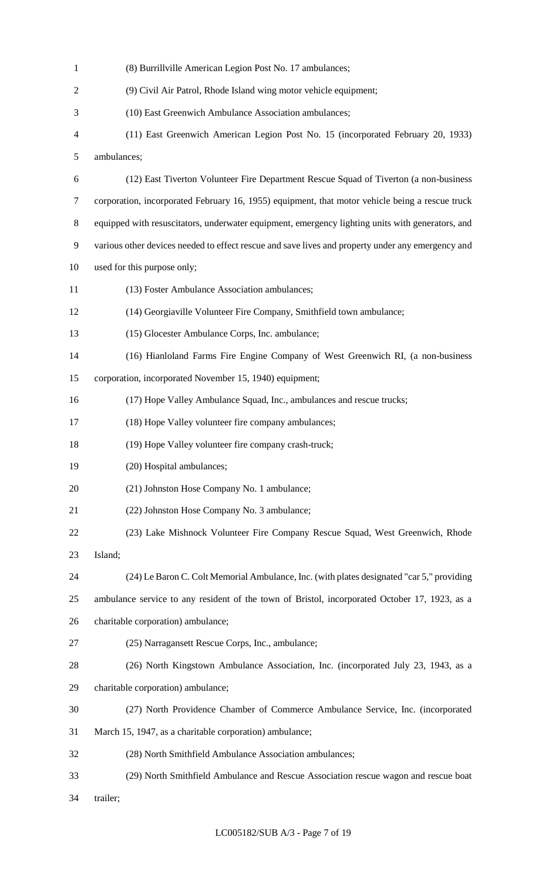(8) Burrillville American Legion Post No. 17 ambulances;

(9) Civil Air Patrol, Rhode Island wing motor vehicle equipment;

(10) East Greenwich Ambulance Association ambulances;

(11) East Greenwich American Legion Post No. 15 (incorporated February 20, 1933) ambulances;

(12) East Tiverton Volunteer Fire Department Rescue Squad of Tiverton (a non-business corporation, incorporated February 16, 1955) equipment, that motor vehicle being a rescue truck equipped with resuscitators, underwater equipment, emergency lighting units with generators, and various other devices needed to effect rescue and save lives and property under any emergency and used for this purpose only;

(13) Foster Ambulance Association ambulances;

(14) Georgiaville Volunteer Fire Company, Smithfield town ambulance;

(15) Glocester Ambulance Corps, Inc. ambulance;

(16) Hianloland Farms Fire Engine Company of West Greenwich RI, (a non-business corporation, incorporated November 15, 1940) equipment;

(17) Hope Valley Ambulance Squad, Inc., ambulances and rescue trucks;

(18) Hope Valley volunteer fire company ambulances;

(19) Hope Valley volunteer fire company crash-truck;

(20) Hospital ambulances;

(21) Johnston Hose Company No. 1 ambulance;

(22) Johnston Hose Company No. 3 ambulance;

(23) Lake Mishnock Volunteer Fire Company Rescue Squad, West Greenwich, Rhode Island;

(24) Le Baron C. Colt Memorial Ambulance, Inc. (with plates designated "car 5," providing ambulance service to any resident of the town of Bristol, incorporated October 17, 1923, as a charitable corporation) ambulance;

(25) Narragansett Rescue Corps, Inc., ambulance;

(26) North Kingstown Ambulance Association, Inc. (incorporated July 23, 1943, as a charitable corporation) ambulance;

(27) North Providence Chamber of Commerce Ambulance Service, Inc. (incorporated March 15, 1947, as a charitable corporation) ambulance;

(28) North Smithfield Ambulance Association ambulances;

(29) North Smithfield Ambulance and Rescue Association rescue wagon and rescue boat trailer;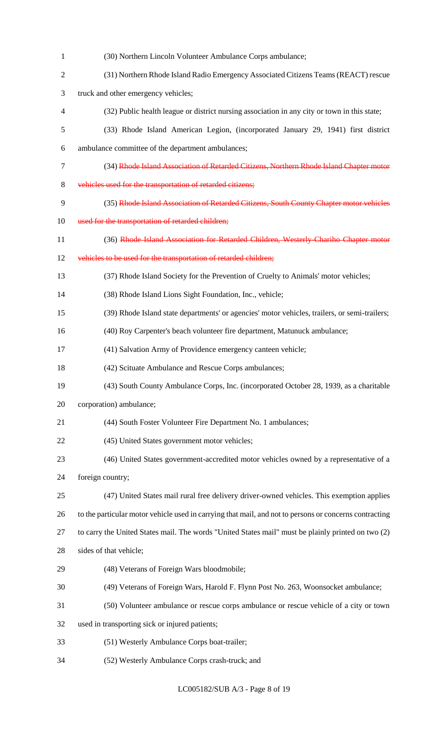(30) Northern Lincoln Volunteer Ambulance Corps ambulance;

(31) Northern Rhode Island Radio Emergency Associated Citizens Teams (REACT) rescue truck and other emergency vehicles;

(32) Public health league or district nursing association in any city or town in this state;

(33) Rhode Island American Legion, (incorporated January 29, 1941) first district ambulance committee of the department ambulances;

(34) ~~Rhode Island Association of Retarded Citizens, Northern Rhode Island Chapter motor vehicles used for the transportation of retarded citizens;~~

(35) ~~Rhode Island Association of Retarded Citizens, South County Chapter motor vehicles used for the transportation of retarded children;~~

(36) ~~Rhode Island Association for Retarded Children, Westerly-Chariho Chapter motor vehicles to be used for the transportation of retarded children;~~

(37) Rhode Island Society for the Prevention of Cruelty to Animals' motor vehicles;

(38) Rhode Island Lions Sight Foundation, Inc., vehicle;

(39) Rhode Island state departments' or agencies' motor vehicles, trailers, or semi-trailers;

(40) Roy Carpenter's beach volunteer fire department, Matunuck ambulance;

(41) Salvation Army of Providence emergency canteen vehicle;

(42) Scituate Ambulance and Rescue Corps ambulances;

(43) South County Ambulance Corps, Inc. (incorporated October 28, 1939, as a charitable corporation) ambulance;

(44) South Foster Volunteer Fire Department No. 1 ambulances;

(45) United States government motor vehicles;

(46) United States government-accredited motor vehicles owned by a representative of a foreign country;

(47) United States mail rural free delivery driver-owned vehicles. This exemption applies to the particular motor vehicle used in carrying that mail, and not to persons or concerns contracting to carry the United States mail. The words "United States mail" must be plainly printed on two (2) sides of that vehicle;

(48) Veterans of Foreign Wars bloodmobile;

(49) Veterans of Foreign Wars, Harold F. Flynn Post No. 263, Woonsocket ambulance;

(50) Volunteer ambulance or rescue corps ambulance or rescue vehicle of a city or town used in transporting sick or injured patients;

(51) Westerly Ambulance Corps boat-trailer;

(52) Westerly Ambulance Corps crash-truck; and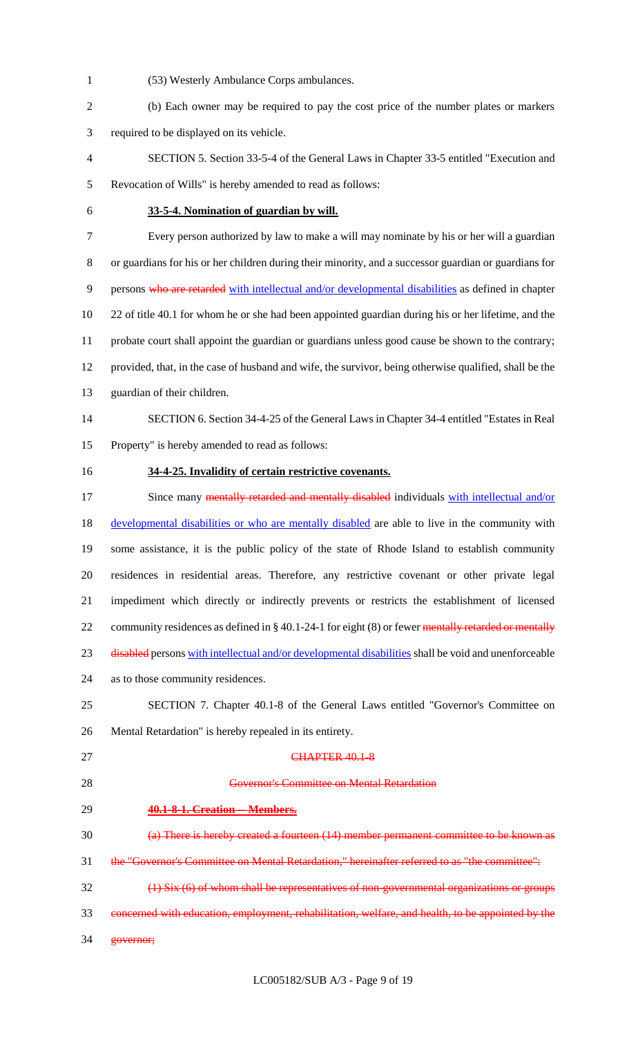(53) Westerly Ambulance Corps ambulances.

(b) Each owner may be required to pay the cost price of the number plates or markers required to be displayed on its vehicle.

SECTION 5. Section 33-5-4 of the General Laws in Chapter 33-5 entitled "Execution and Revocation of Wills" is hereby amended to read as follows:

**33-5-4. Nomination of guardian by will.**

Every person authorized by law to make a will may nominate by his or her will a guardian or guardians for his or her children during their minority, and a successor guardian or guardians for persons ~~who are retarded~~ with intellectual and/or developmental disabilities as defined in chapter 22 of title 40.1 for whom he or she had been appointed guardian during his or her lifetime, and the probate court shall appoint the guardian or guardians unless good cause be shown to the contrary; provided, that, in the case of husband and wife, the survivor, being otherwise qualified, shall be the guardian of their children.

SECTION 6. Section 34-4-25 of the General Laws in Chapter 34-4 entitled "Estates in Real Property" is hereby amended to read as follows:

**34-4-25. Invalidity of certain restrictive covenants.**

Since many ~~mentally retarded and mentally disabled~~ individuals with intellectual and/or developmental disabilities or who are mentally disabled are able to live in the community with some assistance, it is the public policy of the state of Rhode Island to establish community residences in residential areas. Therefore, any restrictive covenant or other private legal impediment which directly or indirectly prevents or restricts the establishment of licensed community residences as defined in § 40.1-24-1 for eight (8) or fewer ~~mentally retarded or mentally disabled~~ persons with intellectual and/or developmental disabilities shall be void and unenforceable as to those community residences.

SECTION 7. Chapter 40.1-8 of the General Laws entitled "Governor's Committee on Mental Retardation" is hereby repealed in its entirety.

~~CHAPTER 40.1-8~~

~~Governor's Committee on Mental Retardation~~

~~**40.1-8-1. Creation -- Members.**~~

~~(a) There is hereby created a fourteen (14) member permanent committee to be known as the "Governor's Committee on Mental Retardation," hereinafter referred to as "the committee":~~

~~(1) Six (6) of whom shall be representatives of non-governmental organizations or groups concerned with education, employment, rehabilitation, welfare, and health, to be appointed by the governor;~~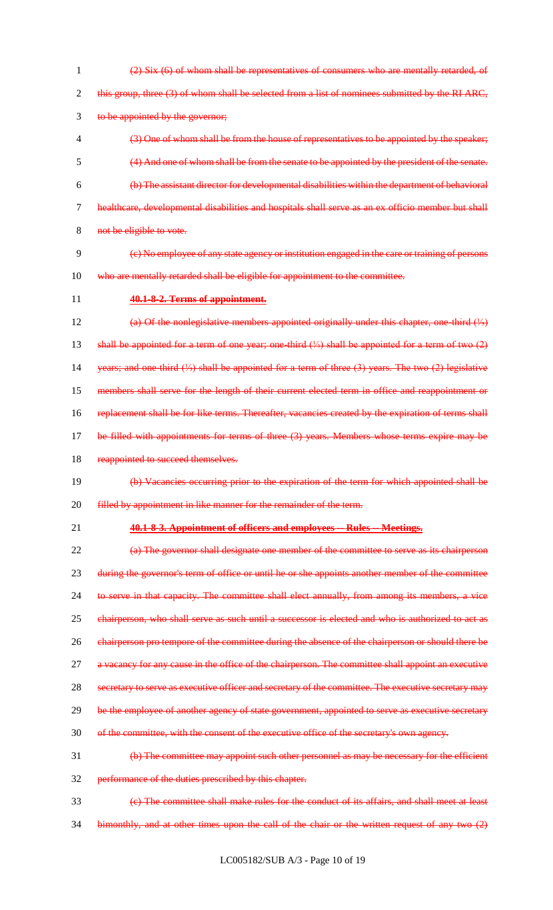~~(2) Six (6) of whom shall be representatives of consumers who are mentally retarded, of this group, three (3) of whom shall be selected from a list of nominees submitted by the RI ARC, to be appointed by the governor;~~

~~(3) One of whom shall be from the house of representatives to be appointed by the speaker;~~

~~(4) And one of whom shall be from the senate to be appointed by the president of the senate.~~

~~(b) The assistant director for developmental disabilities within the department of behavioral healthcare, developmental disabilities and hospitals shall serve as an ex officio member but shall not be eligible to vote.~~

~~(c) No employee of any state agency or institution engaged in the care or training of persons who are mentally retarded shall be eligible for appointment to the committee.~~

~~**40.1-8-2. Terms of appointment.**~~

~~(a) Of the nonlegislative members appointed originally under this chapter, one-third (⅓) shall be appointed for a term of one year; one-third (⅓) shall be appointed for a term of two (2) years; and one-third (⅓) shall be appointed for a term of three (3) years. The two (2) legislative members shall serve for the length of their current elected term in office and reappointment or replacement shall be for like terms. Thereafter, vacancies created by the expiration of terms shall be filled with appointments for terms of three (3) years. Members whose terms expire may be reappointed to succeed themselves.~~

~~(b) Vacancies occurring prior to the expiration of the term for which appointed shall be filled by appointment in like manner for the remainder of the term.~~

~~**40.1-8-3. Appointment of officers and employees -- Rules -- Meetings.**~~

~~(a) The governor shall designate one member of the committee to serve as its chairperson during the governor's term of office or until he or she appoints another member of the committee to serve in that capacity. The committee shall elect annually, from among its members, a vice chairperson, who shall serve as such until a successor is elected and who is authorized to act as chairperson pro tempore of the committee during the absence of the chairperson or should there be a vacancy for any cause in the office of the chairperson. The committee shall appoint an executive secretary to serve as executive officer and secretary of the committee. The executive secretary may be the employee of another agency of state government, appointed to serve as executive secretary of the committee, with the consent of the executive office of the secretary's own agency.~~

~~(b) The committee may appoint such other personnel as may be necessary for the efficient performance of the duties prescribed by this chapter.~~

~~(c) The committee shall make rules for the conduct of its affairs, and shall meet at least bimonthly, and at other times upon the call of the chair or the written request of any two (2)~~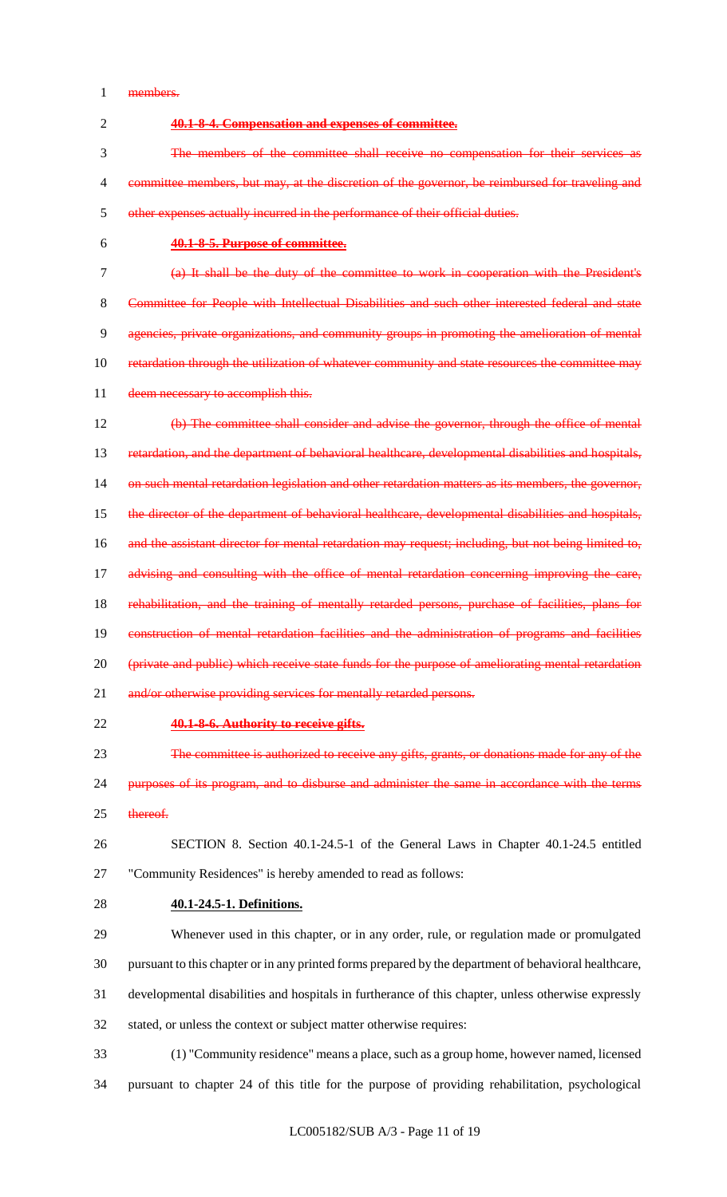~~members.~~

**~~40.1-8-4. Compensation and expenses of committee.~~**

~~The members of the committee shall receive no compensation for their services as committee members, but may, at the discretion of the governor, be reimbursed for traveling and other expenses actually incurred in the performance of their official duties.~~

**~~40.1-8-5. Purpose of committee.~~**

~~(a) It shall be the duty of the committee to work in cooperation with the President's Committee for People with Intellectual Disabilities and such other interested federal and state agencies, private organizations, and community groups in promoting the amelioration of mental retardation through the utilization of whatever community and state resources the committee may deem necessary to accomplish this.~~

~~(b) The committee shall consider and advise the governor, through the office of mental retardation, and the department of behavioral healthcare, developmental disabilities and hospitals, on such mental retardation legislation and other retardation matters as its members, the governor, the director of the department of behavioral healthcare, developmental disabilities and hospitals, and the assistant director for mental retardation may request; including, but not being limited to, advising and consulting with the office of mental retardation concerning improving the care, rehabilitation, and the training of mentally retarded persons, purchase of facilities, plans for construction of mental retardation facilities and the administration of programs and facilities (private and public) which receive state funds for the purpose of ameliorating mental retardation and/or otherwise providing services for mentally retarded persons.~~

**~~40.1-8-6. Authority to receive gifts.~~**

~~The committee is authorized to receive any gifts, grants, or donations made for any of the purposes of its program, and to disburse and administer the same in accordance with the terms thereof.~~

SECTION 8. Section 40.1-24.5-1 of the General Laws in Chapter 40.1-24.5 entitled "Community Residences" is hereby amended to read as follows:

**40.1-24.5-1. Definitions.**

Whenever used in this chapter, or in any order, rule, or regulation made or promulgated pursuant to this chapter or in any printed forms prepared by the department of behavioral healthcare, developmental disabilities and hospitals in furtherance of this chapter, unless otherwise expressly stated, or unless the context or subject matter otherwise requires:

(1) "Community residence" means a place, such as a group home, however named, licensed pursuant to chapter 24 of this title for the purpose of providing rehabilitation, psychological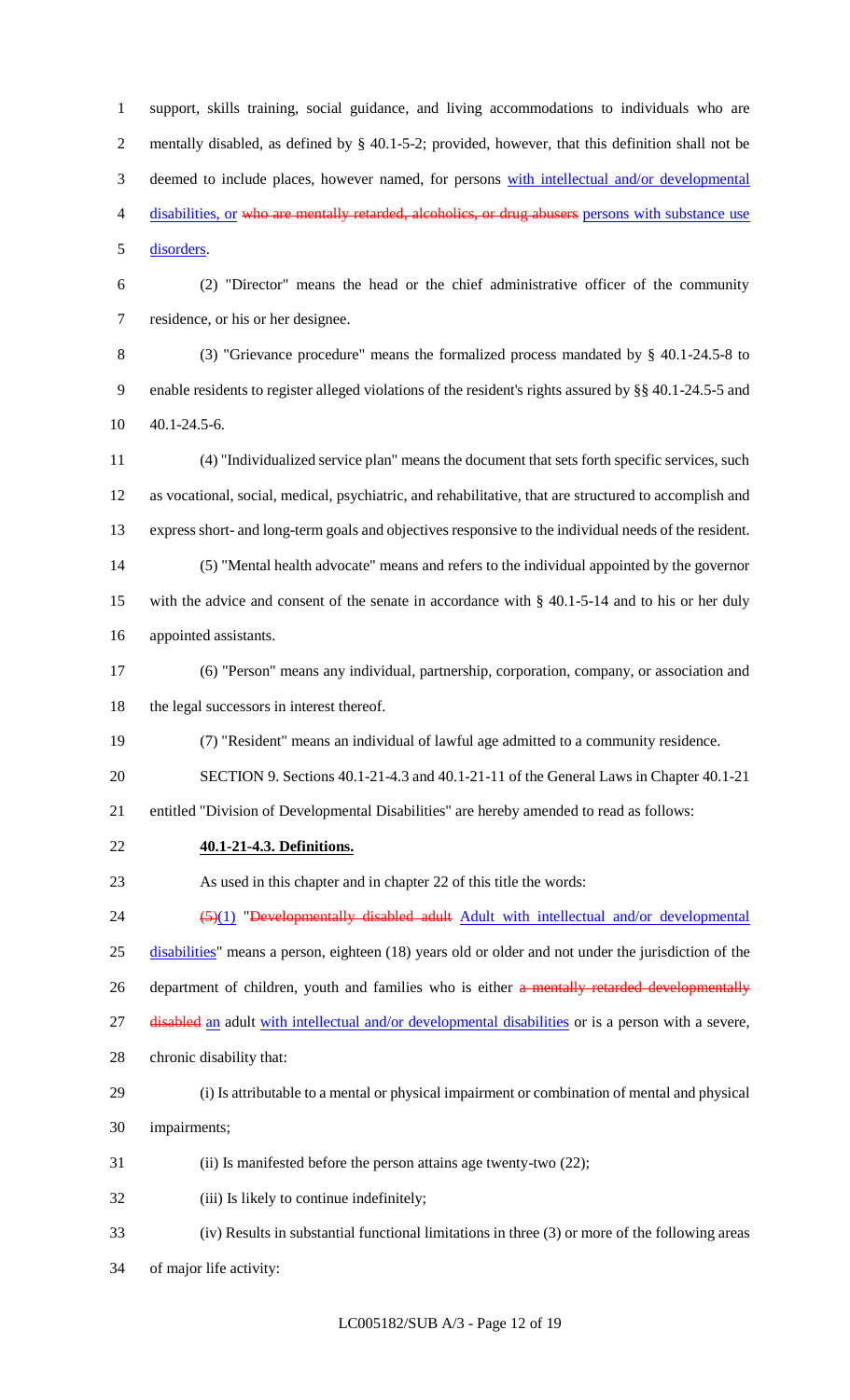support, skills training, social guidance, and living accommodations to individuals who are mentally disabled, as defined by § 40.1-5-2; provided, however, that this definition shall not be deemed to include places, however named, for persons with intellectual and/or developmental disabilities, or ~~who are mentally retarded, alcoholics, or drug abusers~~ persons with substance use disorders.

(2) "Director" means the head or the chief administrative officer of the community residence, or his or her designee.

(3) "Grievance procedure" means the formalized process mandated by § 40.1-24.5-8 to enable residents to register alleged violations of the resident's rights assured by §§ 40.1-24.5-5 and 40.1-24.5-6.

(4) "Individualized service plan" means the document that sets forth specific services, such as vocational, social, medical, psychiatric, and rehabilitative, that are structured to accomplish and express short- and long-term goals and objectives responsive to the individual needs of the resident.

(5) "Mental health advocate" means and refers to the individual appointed by the governor with the advice and consent of the senate in accordance with § 40.1-5-14 and to his or her duly appointed assistants.

(6) "Person" means any individual, partnership, corporation, company, or association and the legal successors in interest thereof.

(7) "Resident" means an individual of lawful age admitted to a community residence.

SECTION 9. Sections 40.1-21-4.3 and 40.1-21-11 of the General Laws in Chapter 40.1-21 entitled "Division of Developmental Disabilities" are hereby amended to read as follows:

**40.1-21-4.3. Definitions.**

As used in this chapter and in chapter 22 of this title the words:

~~(5)~~(1) "~~Developmentally disabled adult~~ Adult with intellectual and/or developmental disabilities" means a person, eighteen (18) years old or older and not under the jurisdiction of the department of children, youth and families who is either ~~a mentally retarded developmentally disabled~~ an adult with intellectual and/or developmental disabilities or is a person with a severe, chronic disability that:

(i) Is attributable to a mental or physical impairment or combination of mental and physical impairments;

(ii) Is manifested before the person attains age twenty-two (22);

(iii) Is likely to continue indefinitely;

(iv) Results in substantial functional limitations in three (3) or more of the following areas of major life activity: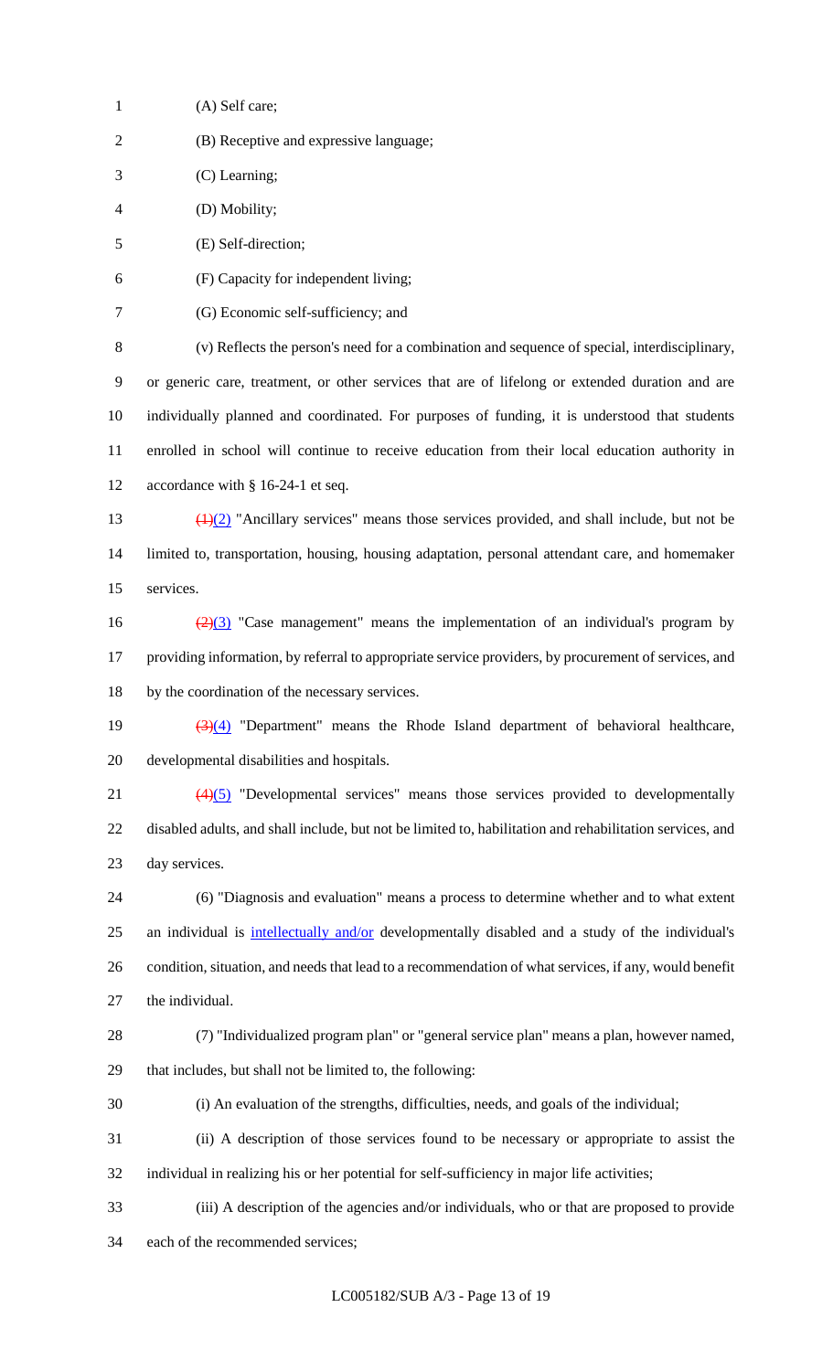(A) Self care;

(B) Receptive and expressive language;

(C) Learning;

(D) Mobility;

(E) Self-direction;

(F) Capacity for independent living;

(G) Economic self-sufficiency; and

(v) Reflects the person's need for a combination and sequence of special, interdisciplinary, or generic care, treatment, or other services that are of lifelong or extended duration and are individually planned and coordinated. For purposes of funding, it is understood that students enrolled in school will continue to receive education from their local education authority in accordance with § 16-24-1 et seq.

~~(1)~~(2) "Ancillary services" means those services provided, and shall include, but not be limited to, transportation, housing, housing adaptation, personal attendant care, and homemaker services.

~~(2)~~(3) "Case management" means the implementation of an individual's program by providing information, by referral to appropriate service providers, by procurement of services, and by the coordination of the necessary services.

~~(3)~~(4) "Department" means the Rhode Island department of behavioral healthcare, developmental disabilities and hospitals.

~~(4)~~(5) "Developmental services" means those services provided to developmentally disabled adults, and shall include, but not be limited to, habilitation and rehabilitation services, and day services.

(6) "Diagnosis and evaluation" means a process to determine whether and to what extent an individual is intellectually and/or developmentally disabled and a study of the individual's condition, situation, and needs that lead to a recommendation of what services, if any, would benefit the individual.

(7) "Individualized program plan" or "general service plan" means a plan, however named, that includes, but shall not be limited to, the following:

(i) An evaluation of the strengths, difficulties, needs, and goals of the individual;

(ii) A description of those services found to be necessary or appropriate to assist the individual in realizing his or her potential for self-sufficiency in major life activities;

(iii) A description of the agencies and/or individuals, who or that are proposed to provide each of the recommended services;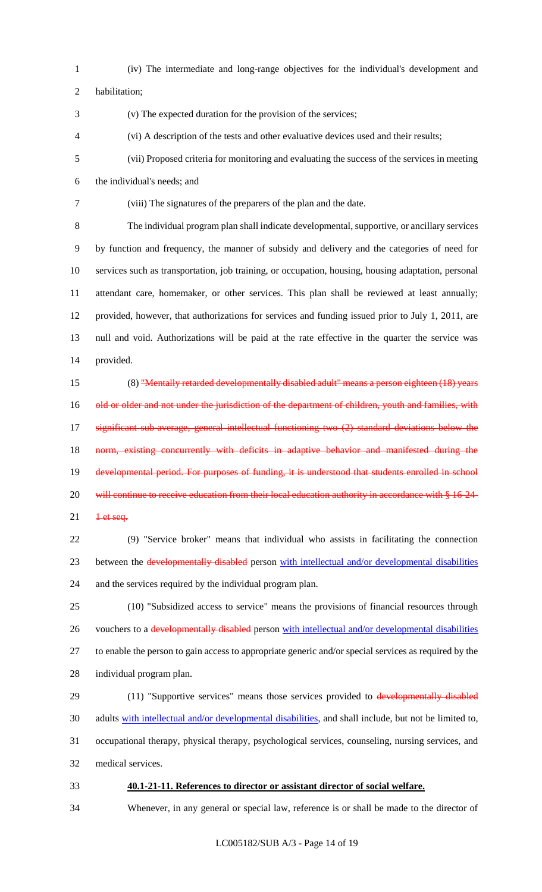(iv) The intermediate and long-range objectives for the individual's development and habilitation;

(v) The expected duration for the provision of the services;

(vi) A description of the tests and other evaluative devices used and their results;

(vii) Proposed criteria for monitoring and evaluating the success of the services in meeting the individual's needs; and

(viii) The signatures of the preparers of the plan and the date.

The individual program plan shall indicate developmental, supportive, or ancillary services by function and frequency, the manner of subsidy and delivery and the categories of need for services such as transportation, job training, or occupation, housing, housing adaptation, personal attendant care, homemaker, or other services. This plan shall be reviewed at least annually; provided, however, that authorizations for services and funding issued prior to July 1, 2011, are null and void. Authorizations will be paid at the rate effective in the quarter the service was provided.

(8) ~~"Mentally retarded developmentally disabled adult" means a person eighteen (18) years old or older and not under the jurisdiction of the department of children, youth and families, with significant sub-average, general intellectual functioning two (2) standard deviations below the norm, existing concurrently with deficits in adaptive behavior and manifested during the developmental period. For purposes of funding, it is understood that students enrolled in school will continue to receive education from their local education authority in accordance with § 16-24-1 et seq.~~

(9) "Service broker" means that individual who assists in facilitating the connection between the ~~developmentally disabled~~ person <u>with intellectual and/or developmental disabilities</u> and the services required by the individual program plan.

(10) "Subsidized access to service" means the provisions of financial resources through vouchers to a ~~developmentally disabled~~ person <u>with intellectual and/or developmental disabilities</u> to enable the person to gain access to appropriate generic and/or special services as required by the individual program plan.

(11) "Supportive services" means those services provided to ~~developmentally disabled~~ adults <u>with intellectual and/or developmental disabilities</u>, and shall include, but not be limited to, occupational therapy, physical therapy, psychological services, counseling, nursing services, and medical services.

**<u>40.1-21-11. References to director or assistant director of social welfare.</u>**

Whenever, in any general or special law, reference is or shall be made to the director of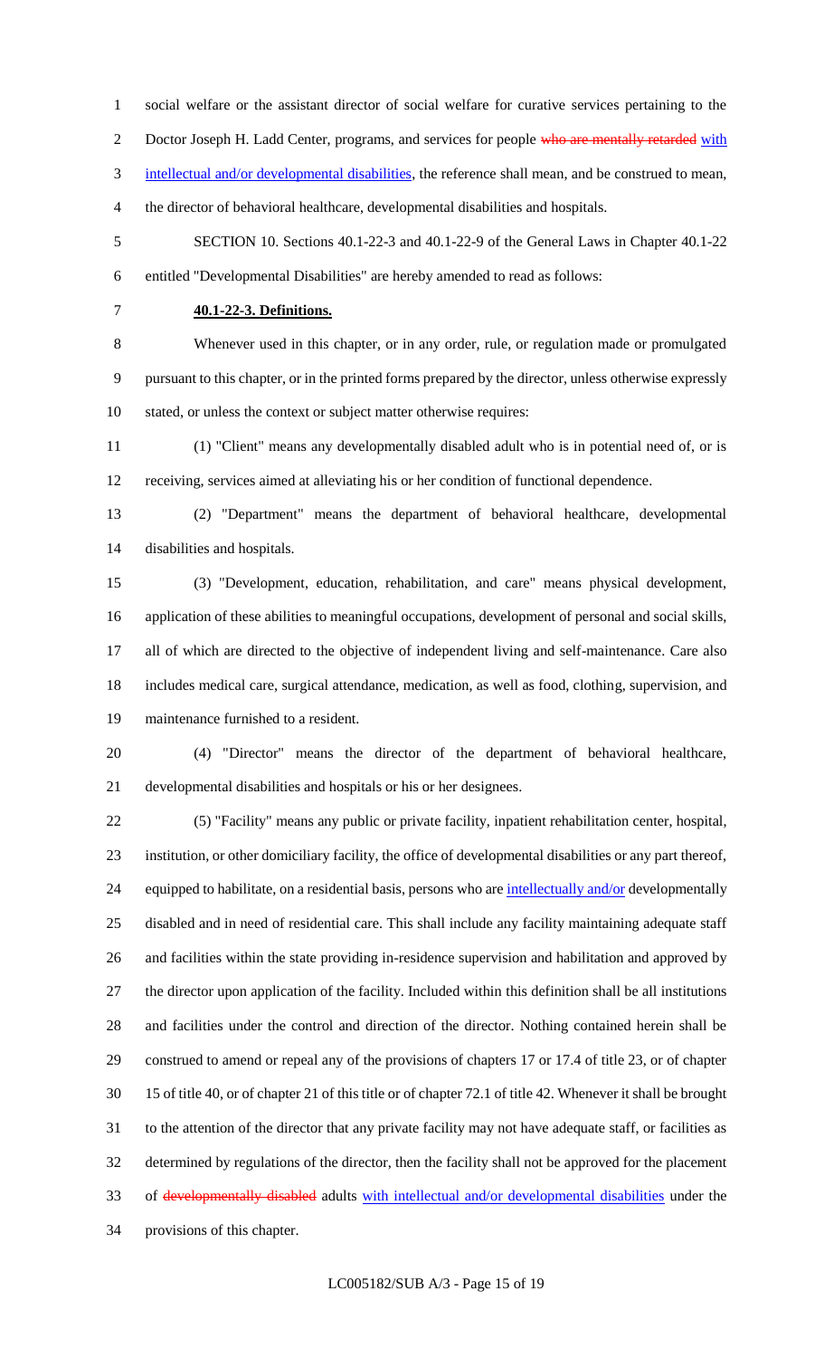social welfare or the assistant director of social welfare for curative services pertaining to the Doctor Joseph H. Ladd Center, programs, and services for people ~~who are mentally retarded~~ <u>with intellectual and/or developmental disabilities</u>, the reference shall mean, and be construed to mean, the director of behavioral healthcare, developmental disabilities and hospitals.

SECTION 10. Sections 40.1-22-3 and 40.1-22-9 of the General Laws in Chapter 40.1-22 entitled "Developmental Disabilities" are hereby amended to read as follows:

**<u>40.1-22-3. Definitions.</u>**

Whenever used in this chapter, or in any order, rule, or regulation made or promulgated pursuant to this chapter, or in the printed forms prepared by the director, unless otherwise expressly stated, or unless the context or subject matter otherwise requires:

(1) "Client" means any developmentally disabled adult who is in potential need of, or is receiving, services aimed at alleviating his or her condition of functional dependence.

(2) "Department" means the department of behavioral healthcare, developmental disabilities and hospitals.

(3) "Development, education, rehabilitation, and care" means physical development, application of these abilities to meaningful occupations, development of personal and social skills, all of which are directed to the objective of independent living and self-maintenance. Care also includes medical care, surgical attendance, medication, as well as food, clothing, supervision, and maintenance furnished to a resident.

(4) "Director" means the director of the department of behavioral healthcare, developmental disabilities and hospitals or his or her designees.

(5) "Facility" means any public or private facility, inpatient rehabilitation center, hospital, institution, or other domiciliary facility, the office of developmental disabilities or any part thereof, equipped to habilitate, on a residential basis, persons who are <u>intellectually and/or</u> developmentally disabled and in need of residential care. This shall include any facility maintaining adequate staff and facilities within the state providing in-residence supervision and habilitation and approved by the director upon application of the facility. Included within this definition shall be all institutions and facilities under the control and direction of the director. Nothing contained herein shall be construed to amend or repeal any of the provisions of chapters 17 or 17.4 of title 23, or of chapter 15 of title 40, or of chapter 21 of this title or of chapter 72.1 of title 42. Whenever it shall be brought to the attention of the director that any private facility may not have adequate staff, or facilities as determined by regulations of the director, then the facility shall not be approved for the placement of ~~developmentally disabled~~ adults <u>with intellectual and/or developmental disabilities</u> under the provisions of this chapter.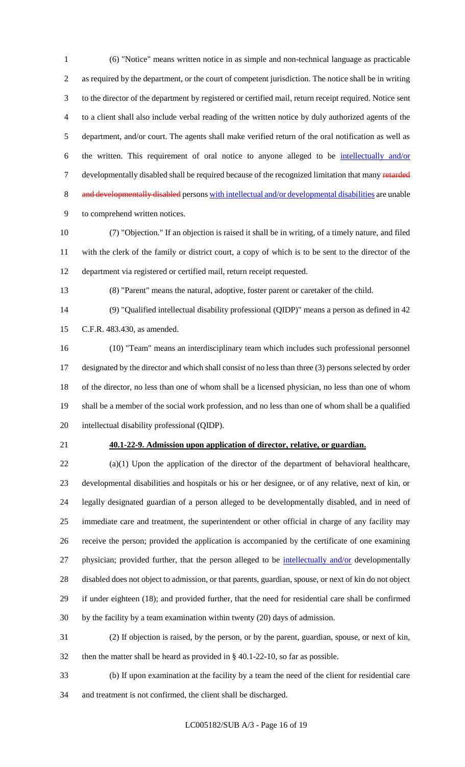(6) "Notice" means written notice in as simple and non-technical language as practicable as required by the department, or the court of competent jurisdiction. The notice shall be in writing to the director of the department by registered or certified mail, return receipt required. Notice sent to a client shall also include verbal reading of the written notice by duly authorized agents of the department, and/or court. The agents shall make verified return of the oral notification as well as the written. This requirement of oral notice to anyone alleged to be intellectually and/or developmentally disabled shall be required because of the recognized limitation that many ~~retarded and developmentally disabled~~ persons with intellectual and/or developmental disabilities are unable to comprehend written notices.

(7) "Objection." If an objection is raised it shall be in writing, of a timely nature, and filed with the clerk of the family or district court, a copy of which is to be sent to the director of the department via registered or certified mail, return receipt requested.

(8) "Parent" means the natural, adoptive, foster parent or caretaker of the child.

(9) "Qualified intellectual disability professional (QIDP)" means a person as defined in 42 C.F.R. 483.430, as amended.

(10) "Team" means an interdisciplinary team which includes such professional personnel designated by the director and which shall consist of no less than three (3) persons selected by order of the director, no less than one of whom shall be a licensed physician, no less than one of whom shall be a member of the social work profession, and no less than one of whom shall be a qualified intellectual disability professional (QIDP).

**40.1-22-9. Admission upon application of director, relative, or guardian.**

(a)(1) Upon the application of the director of the department of behavioral healthcare, developmental disabilities and hospitals or his or her designee, or of any relative, next of kin, or legally designated guardian of a person alleged to be developmentally disabled, and in need of immediate care and treatment, the superintendent or other official in charge of any facility may receive the person; provided the application is accompanied by the certificate of one examining physician; provided further, that the person alleged to be intellectually and/or developmentally disabled does not object to admission, or that parents, guardian, spouse, or next of kin do not object if under eighteen (18); and provided further, that the need for residential care shall be confirmed by the facility by a team examination within twenty (20) days of admission.

(2) If objection is raised, by the person, or by the parent, guardian, spouse, or next of kin, then the matter shall be heard as provided in § 40.1-22-10, so far as possible.

(b) If upon examination at the facility by a team the need of the client for residential care and treatment is not confirmed, the client shall be discharged.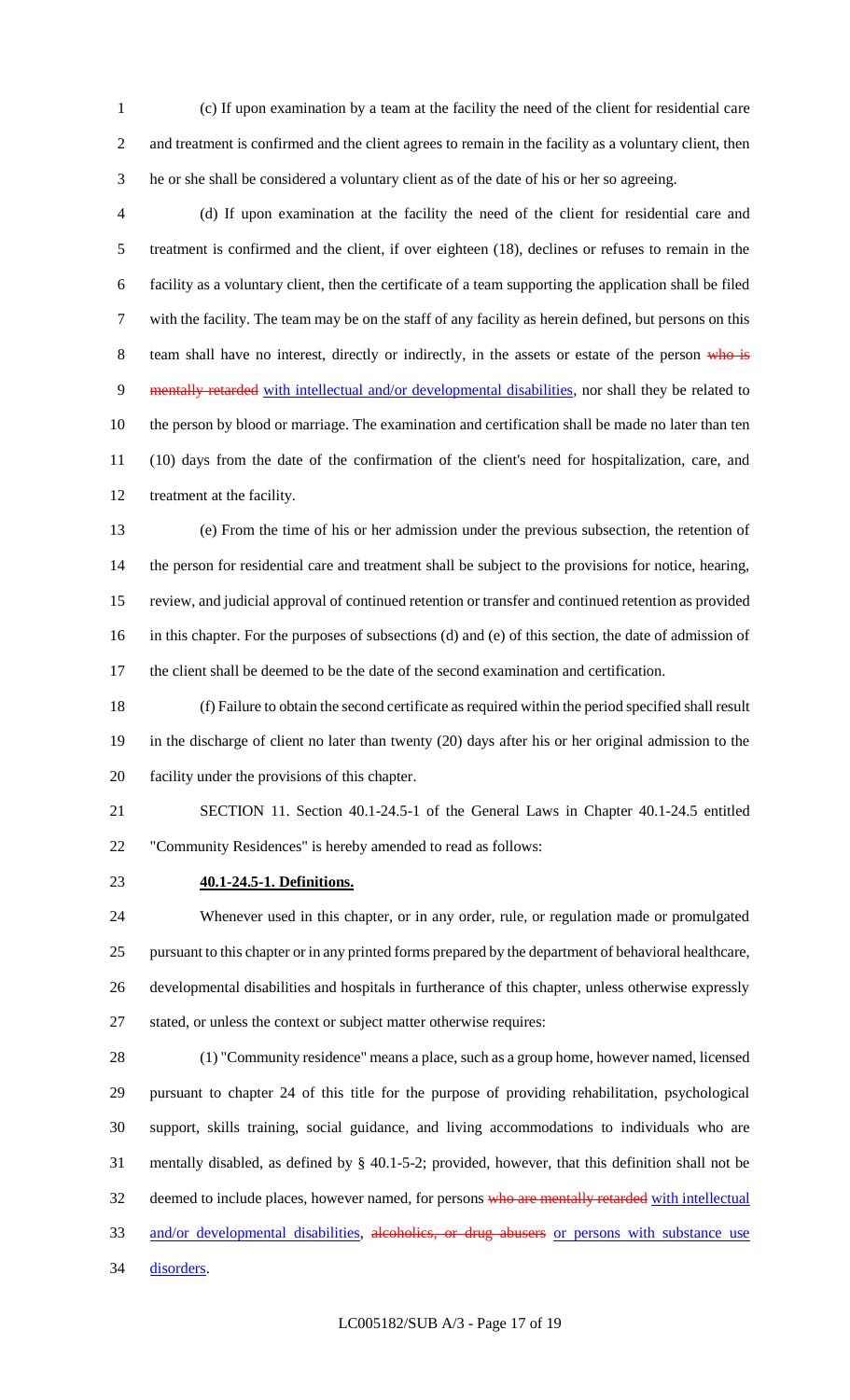(c) If upon examination by a team at the facility the need of the client for residential care and treatment is confirmed and the client agrees to remain in the facility as a voluntary client, then he or she shall be considered a voluntary client as of the date of his or her so agreeing.

(d) If upon examination at the facility the need of the client for residential care and treatment is confirmed and the client, if over eighteen (18), declines or refuses to remain in the facility as a voluntary client, then the certificate of a team supporting the application shall be filed with the facility. The team may be on the staff of any facility as herein defined, but persons on this team shall have no interest, directly or indirectly, in the assets or estate of the person ~~who is mentally retarded~~ with intellectual and/or developmental disabilities, nor shall they be related to the person by blood or marriage. The examination and certification shall be made no later than ten (10) days from the date of the confirmation of the client's need for hospitalization, care, and treatment at the facility.

(e) From the time of his or her admission under the previous subsection, the retention of the person for residential care and treatment shall be subject to the provisions for notice, hearing, review, and judicial approval of continued retention or transfer and continued retention as provided in this chapter. For the purposes of subsections (d) and (e) of this section, the date of admission of the client shall be deemed to be the date of the second examination and certification.

(f) Failure to obtain the second certificate as required within the period specified shall result in the discharge of client no later than twenty (20) days after his or her original admission to the facility under the provisions of this chapter.

SECTION 11. Section 40.1-24.5-1 of the General Laws in Chapter 40.1-24.5 entitled "Community Residences" is hereby amended to read as follows:

**40.1-24.5-1. Definitions.**

Whenever used in this chapter, or in any order, rule, or regulation made or promulgated pursuant to this chapter or in any printed forms prepared by the department of behavioral healthcare, developmental disabilities and hospitals in furtherance of this chapter, unless otherwise expressly stated, or unless the context or subject matter otherwise requires:

(1) "Community residence" means a place, such as a group home, however named, licensed pursuant to chapter 24 of this title for the purpose of providing rehabilitation, psychological support, skills training, social guidance, and living accommodations to individuals who are mentally disabled, as defined by § 40.1-5-2; provided, however, that this definition shall not be deemed to include places, however named, for persons ~~who are mentally retarded~~ with intellectual and/or developmental disabilities, ~~alcoholics, or drug abusers~~ or persons with substance use disorders.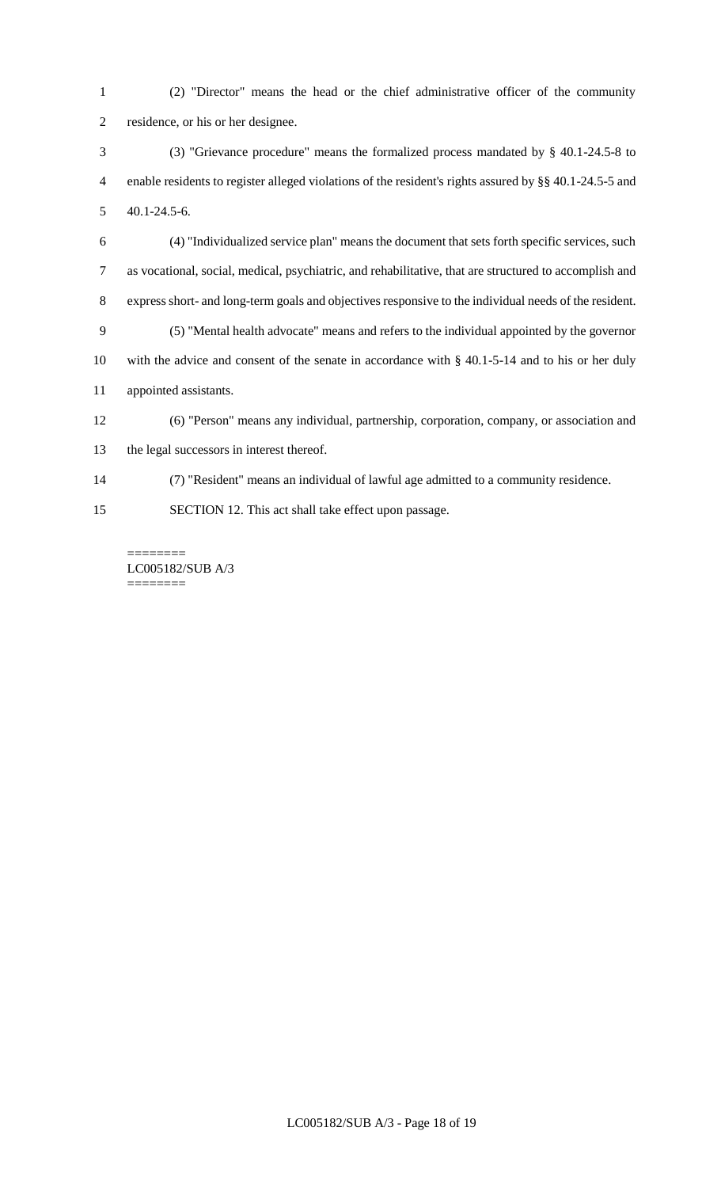(2) "Director" means the head or the chief administrative officer of the community residence, or his or her designee.

(3) "Grievance procedure" means the formalized process mandated by § 40.1-24.5-8 to enable residents to register alleged violations of the resident's rights assured by §§ 40.1-24.5-5 and 40.1-24.5-6.

(4) "Individualized service plan" means the document that sets forth specific services, such as vocational, social, medical, psychiatric, and rehabilitative, that are structured to accomplish and express short- and long-term goals and objectives responsive to the individual needs of the resident.

(5) "Mental health advocate" means and refers to the individual appointed by the governor with the advice and consent of the senate in accordance with § 40.1-5-14 and to his or her duly appointed assistants.

(6) "Person" means any individual, partnership, corporation, company, or association and the legal successors in interest thereof.

(7) "Resident" means an individual of lawful age admitted to a community residence.

SECTION 12. This act shall take effect upon passage.

========
LC005182/SUB A/3
========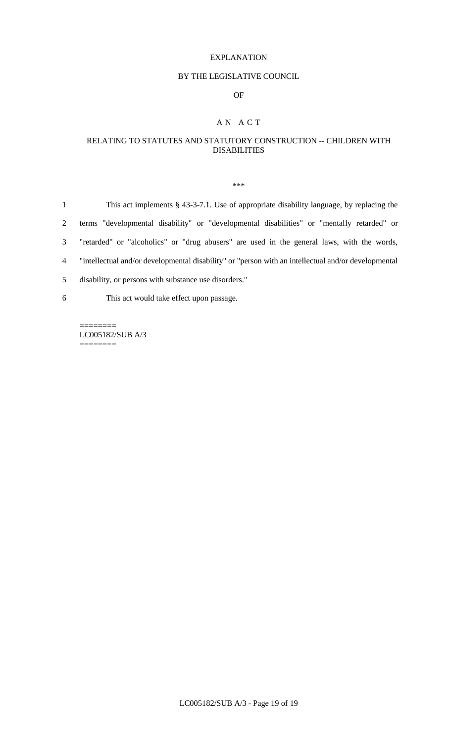EXPLANATION

BY THE LEGISLATIVE COUNCIL

OF

A N A C T

RELATING TO STATUTES AND STATUTORY CONSTRUCTION -- CHILDREN WITH DISABILITIES

\*\*\*

This act implements § 43-3-7.1. Use of appropriate disability language, by replacing the terms "developmental disability" or "developmental disabilities" or "mentally retarded" or "retarded" or "alcoholics" or "drug abusers" are used in the general laws, with the words, "intellectual and/or developmental disability" or "person with an intellectual and/or developmental disability, or persons with substance use disorders."

This act would take effect upon passage.

========
LC005182/SUB A/3
========